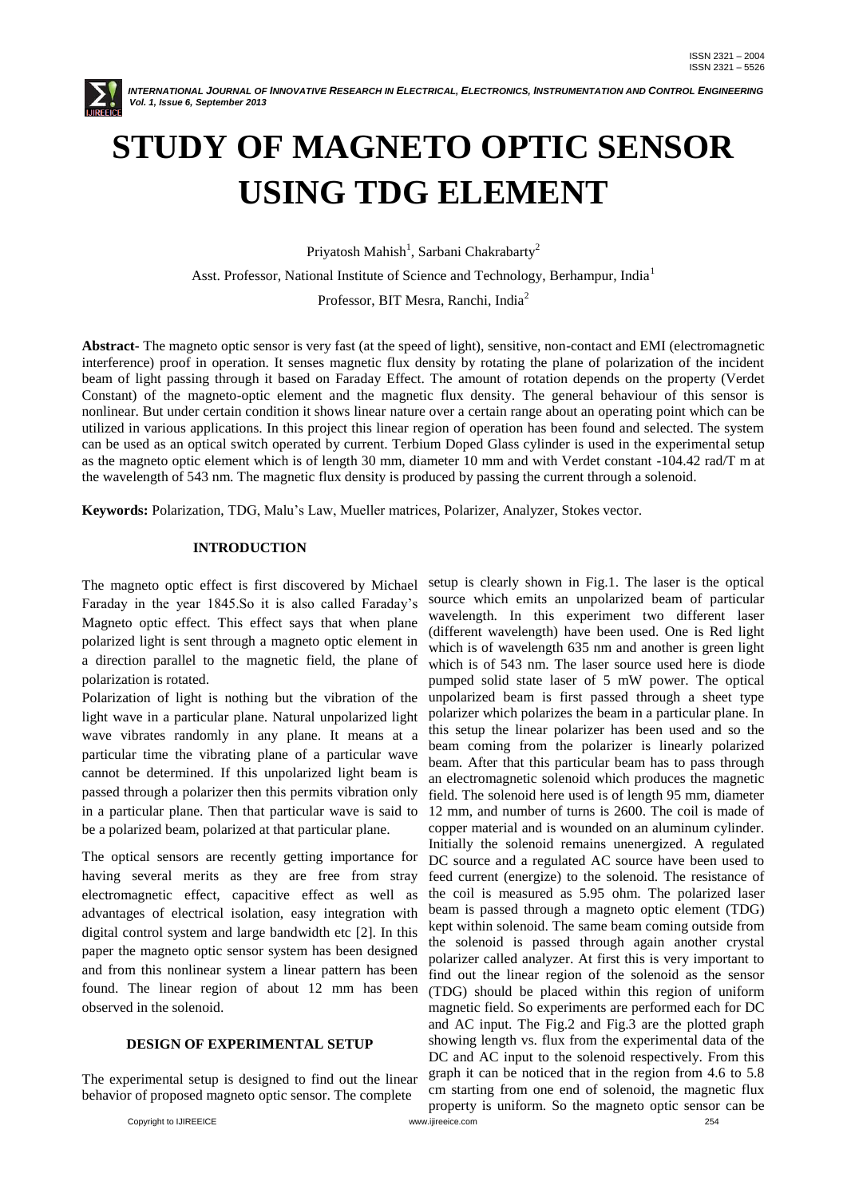# STUDY OF MAGNETO OPTIC SENSOR USING TDG ELEMENT

Priyatosh Mahish[1], Sarbani Chakrabarty[2]

Asst. Professor, National Institute of Science and Technology, Berhampur, India[1]

Professor, BIT Mesra, Ranchi, India[2]

**Abstract**- The magneto optic sensor is very fast (at the speed of light), sensitive, non-contact and EMI (electromagnetic interference) proof in operation. It senses magnetic flux density by rotating the plane of polarization of the incident beam of light passing through it based on Faraday Effect. The amount of rotation depends on the property (Verdet Constant) of the magneto-optic element and the magnetic flux density. The general behaviour of this sensor is nonlinear. But under certain condition it shows linear nature over a certain range about an operating point which can be utilized in various applications. In this project this linear region of operation has been found and selected. The system can be used as an optical switch operated by current. Terbium Doped Glass cylinder is used in the experimental setup as the magneto optic element which is of length 30 mm, diameter 10 mm and with Verdet constant -104.42 rad/T m at the wavelength of 543 nm. The magnetic flux density is produced by passing the current through a solenoid.

**Keywords:** Polarization, TDG, Malu's Law, Mueller matrices, Polarizer, Analyzer, Stokes vector.

## INTRODUCTION

The magneto optic effect is first discovered by Michael Faraday in the year 1845.So it is also called Faraday's Magneto optic effect. This effect says that when plane polarized light is sent through a magneto optic element in a direction parallel to the magnetic field, the plane of polarization is rotated.

Polarization of light is nothing but the vibration of the light wave in a particular plane. Natural unpolarized light wave vibrates randomly in any plane. It means at a particular time the vibrating plane of a particular wave cannot be determined. If this unpolarized light beam is passed through a polarizer then this permits vibration only in a particular plane. Then that particular wave is said to be a polarized beam, polarized at that particular plane.

The optical sensors are recently getting importance for having several merits as they are free from stray electromagnetic effect, capacitive effect as well as advantages of electrical isolation, easy integration with digital control system and large bandwidth etc [2]. In this paper the magneto optic sensor system has been designed and from this nonlinear system a linear pattern has been found. The linear region of about 12 mm has been observed in the solenoid.

## DESIGN OF EXPERIMENTAL SETUP

The experimental setup is designed to find out the linear behavior of proposed magneto optic sensor. The complete setup is clearly shown in Fig.1. The laser is the optical source which emits an unpolarized beam of particular wavelength. In this experiment two different laser (different wavelength) have been used. One is Red light which is of wavelength 635 nm and another is green light which is of 543 nm. The laser source used here is diode pumped solid state laser of 5 mW power. The optical unpolarized beam is first passed through a sheet type polarizer which polarizes the beam in a particular plane. In this setup the linear polarizer has been used and so the beam coming from the polarizer is linearly polarized beam. After that this particular beam has to pass through an electromagnetic solenoid which produces the magnetic field. The solenoid here used is of length 95 mm, diameter 12 mm, and number of turns is 2600. The coil is made of copper material and is wounded on an aluminum cylinder. Initially the solenoid remains unenergized. A regulated DC source and a regulated AC source have been used to feed current (energize) to the solenoid. The resistance of the coil is measured as 5.95 ohm. The polarized laser beam is passed through a magneto optic element (TDG) kept within solenoid. The same beam coming outside from the solenoid is passed through again another crystal polarizer called analyzer. At first this is very important to find out the linear region of the solenoid as the sensor (TDG) should be placed within this region of uniform magnetic field. So experiments are performed each for DC and AC input. The Fig.2 and Fig.3 are the plotted graph showing length vs. flux from the experimental data of the DC and AC input to the solenoid respectively. From this graph it can be noticed that in the region from 4.6 to 5.8 cm starting from one end of solenoid, the magnetic flux property is uniform. So the magneto optic sensor can be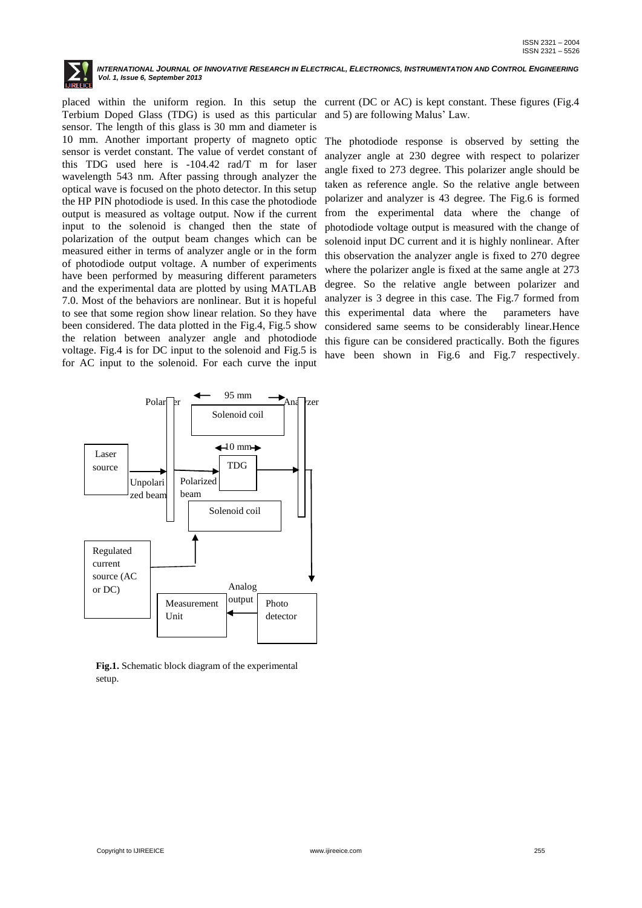placed within the uniform region. In this setup the Terbium Doped Glass (TDG) is used as this particular sensor. The length of this glass is 30 mm and diameter is 10 mm. Another important property of magneto optic sensor is verdet constant. The value of verdet constant of this TDG used here is -104.42 rad/T m for laser wavelength 543 nm. After passing through analyzer the optical wave is focused on the photo detector. In this setup the HP PIN photodiode is used. In this case the photodiode output is measured as voltage output. Now if the current input to the solenoid is changed then the state of polarization of the output beam changes which can be measured either in terms of analyzer angle or in the form of photodiode output voltage. A number of experiments have been performed by measuring different parameters and the experimental data are plotted by using MATLAB 7.0. Most of the behaviors are nonlinear. But it is hopeful to see that some region show linear relation. So they have been considered. The data plotted in the Fig.4, Fig.5 show the relation between analyzer angle and photodiode voltage. Fig.4 is for DC input to the solenoid and Fig.5 is for AC input to the solenoid. For each curve the input current (DC or AC) is kept constant. These figures (Fig.4 and 5) are following Malus' Law.

The photodiode response is observed by setting the analyzer angle at 230 degree with respect to polarizer angle fixed to 273 degree. This polarizer angle should be taken as reference angle. So the relative angle between polarizer and analyzer is 43 degree. The Fig.6 is formed from the experimental data where the change of photodiode voltage output is measured with the change of solenoid input DC current and it is highly nonlinear. After this observation the analyzer angle is fixed to 270 degree where the polarizer angle is fixed at the same angle at 273 degree. So the relative angle between polarizer and analyzer is 3 degree in this case. The Fig.7 formed from this experimental data where the parameters have considered same seems to be considerably linear.Hence this figure can be considered practically. Both the figures have been shown in Fig.6 and Fig.7 respectively.

Polarizer — 95 mm — Analyzer — Solenoid coil — 10 mm — TDG — Laser source — Unpolarized beam — Polarized beam — Solenoid coil — Regulated current source (AC or DC) — Analog output — Measurement Unit — Photo detector

**Fig.1.** Schematic block diagram of the experimental setup.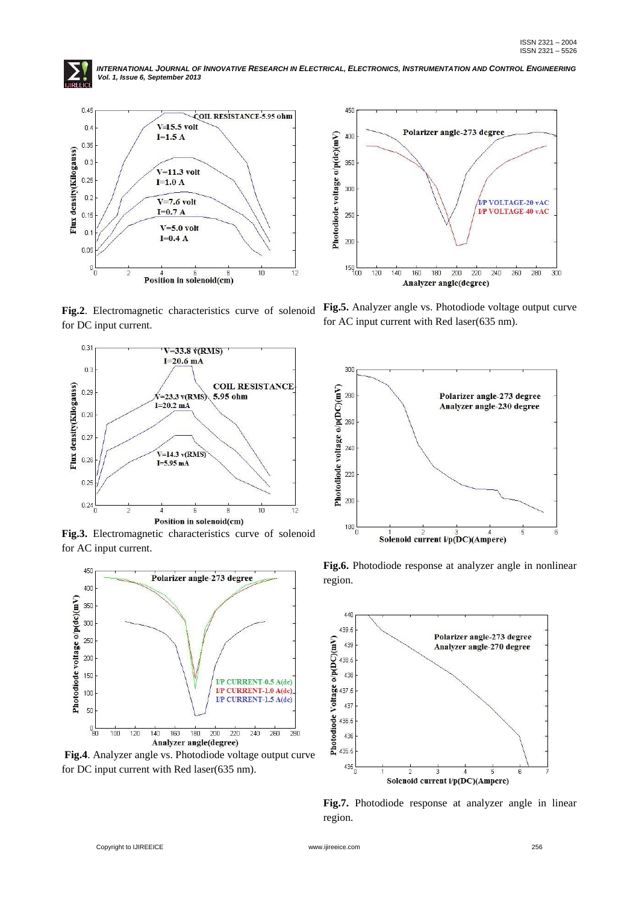**Fig.2**. Electromagnetic characteristics curve of solenoid for DC input current.

**Fig.3.** Electromagnetic characteristics curve of solenoid for AC input current.

**Fig.4**. Analyzer angle vs. Photodiode voltage output curve for DC input current with Red laser(635 nm).

**Fig.5.** Analyzer angle vs. Photodiode voltage output curve for AC input current with Red laser(635 nm).

**Fig.6.** Photodiode response at analyzer angle in nonlinear region.

**Fig.7.** Photodiode response at analyzer angle in linear region.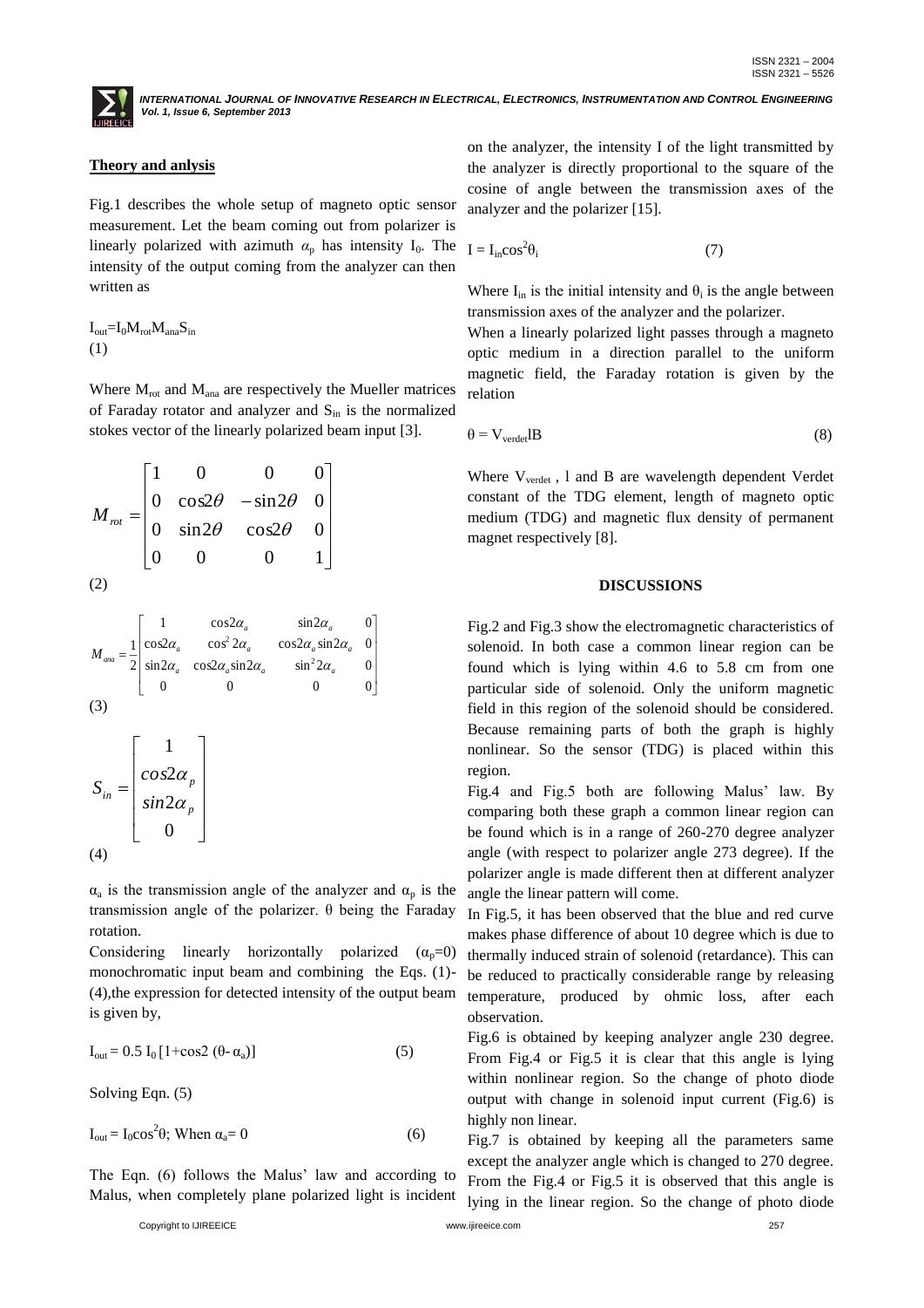## Theory and anlysis

Fig.1 describes the whole setup of magneto optic sensor measurement. Let the beam coming out from polarizer is linearly polarized with azimuth $\alpha_p$ has intensity $I_0$. The intensity of the output coming from the analyzer can then written as

$$I_{out}=I_0 M_{rot} M_{ana} S_{in} \quad (1)$$

Where $M_{rot}$ and $M_{ana}$ are respectively the Mueller matrices of Faraday rotator and analyzer and $S_{in}$ is the normalized stokes vector of the linearly polarized beam input [3].

$$M_{rot} = \begin{bmatrix} 1 & 0 & 0 & 0 \\ 0 & \cos 2\theta & -\sin 2\theta & 0 \\ 0 & \sin 2\theta & \cos 2\theta & 0 \\ 0 & 0 & 0 & 1 \end{bmatrix} \quad (2)$$

$$M_{ana} = \frac{1}{2}\begin{bmatrix} 1 & \cos 2\alpha_a & \sin 2\alpha_a & 0 \\ \cos 2\alpha_a & \cos^2 2\alpha_a & \cos 2\alpha_a \sin 2\alpha_a & 0 \\ \sin 2\alpha_a & \cos 2\alpha_a \sin 2\alpha_a & \sin^2 2\alpha_a & 0 \\ 0 & 0 & 0 & 0 \end{bmatrix} \quad (3)$$

$$S_{in} = \begin{bmatrix} 1 \\ cos 2\alpha_p \\ sin 2\alpha_p \\ 0 \end{bmatrix} \quad (4)$$

$\alpha_a$ is the transmission angle of the analyzer and $\alpha_p$ is the transmission angle of the polarizer. $\theta$ being the Faraday rotation.

Considering linearly horizontally polarized ($\alpha_p$=0) monochromatic input beam and combining the Eqs. (1)-(4),the expression for detected intensity of the output beam is given by,

$$I_{out} = 0.5\, I_0 \,[1+\cos 2\,(\theta- \alpha_a)] \quad (5)$$

Solving Eqn. (5)

$$I_{out} = I_0 \cos^2\theta;\ \text{When } \alpha_a= 0 \quad (6)$$

The Eqn. (6) follows the Malus' law and according to Malus, when completely plane polarized light is incident on the analyzer, the intensity I of the light transmitted by the analyzer is directly proportional to the square of the cosine of angle between the transmission axes of the analyzer and the polarizer [15].

$$I = I_{in}\cos^2\theta_i \quad (7)$$

Where $I_{in}$ is the initial intensity and $\theta_i$ is the angle between transmission axes of the analyzer and the polarizer.

When a linearly polarized light passes through a magneto optic medium in a direction parallel to the uniform magnetic field, the Faraday rotation is given by the relation

$$\theta = V_{verdet} l B \quad (8)$$

Where $V_{verdet}$ , l and B are wavelength dependent Verdet constant of the TDG element, length of magneto optic medium (TDG) and magnetic flux density of permanent magnet respectively [8].

## DISCUSSIONS

Fig.2 and Fig.3 show the electromagnetic characteristics of solenoid. In both case a common linear region can be found which is lying within 4.6 to 5.8 cm from one particular side of solenoid. Only the uniform magnetic field in this region of the solenoid should be considered. Because remaining parts of both the graph is highly nonlinear. So the sensor (TDG) is placed within this region.

Fig.4 and Fig.5 both are following Malus' law. By comparing both these graph a common linear region can be found which is in a range of 260-270 degree analyzer angle (with respect to polarizer angle 273 degree). If the polarizer angle is made different then at different analyzer angle the linear pattern will come.

In Fig.5, it has been observed that the blue and red curve makes phase difference of about 10 degree which is due to thermally induced strain of solenoid (retardance). This can be reduced to practically considerable range by releasing temperature, produced by ohmic loss, after each observation.

Fig.6 is obtained by keeping analyzer angle 230 degree. From Fig.4 or Fig.5 it is clear that this angle is lying within nonlinear region. So the change of photo diode output with change in solenoid input current (Fig.6) is highly non linear.

Fig.7 is obtained by keeping all the parameters same except the analyzer angle which is changed to 270 degree. From the Fig.4 or Fig.5 it is observed that this angle is lying in the linear region. So the change of photo diode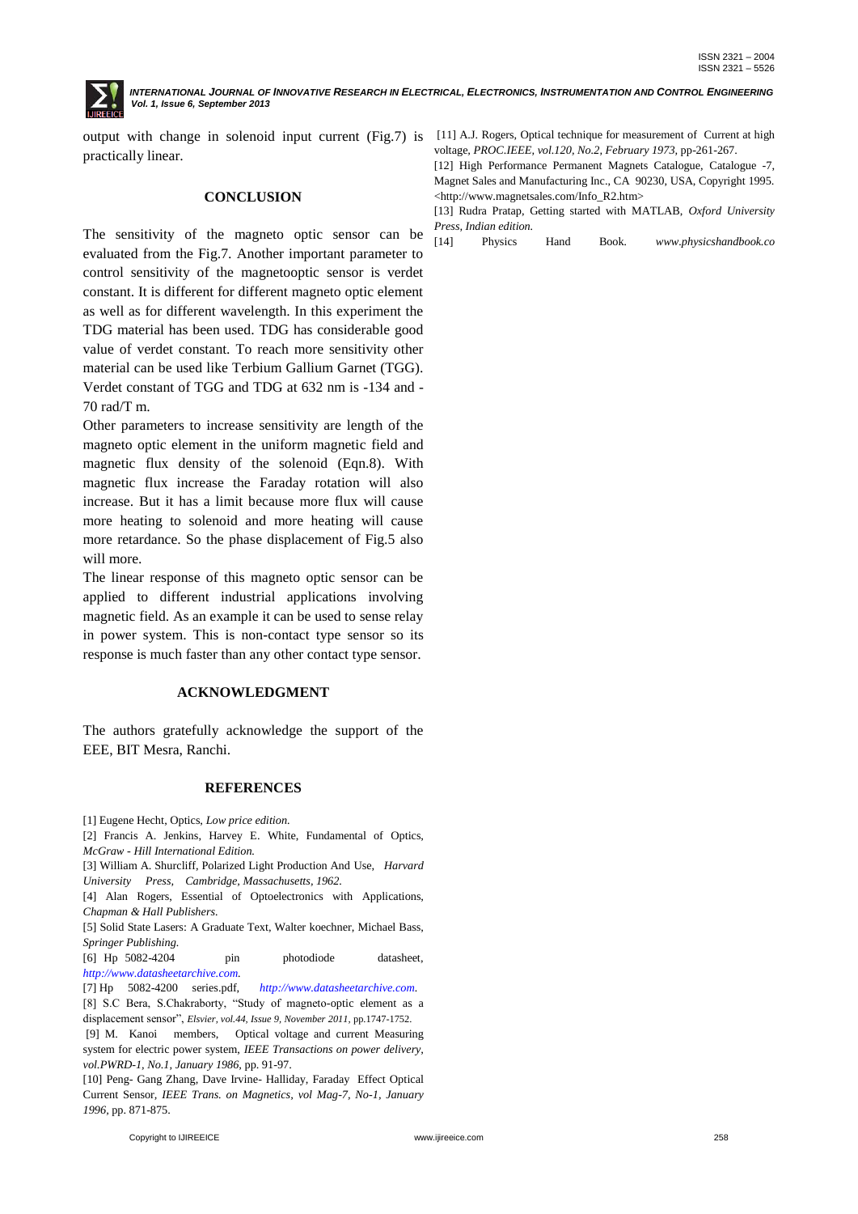output with change in solenoid input current (Fig.7) is practically linear.

## CONCLUSION

The sensitivity of the magneto optic sensor can be evaluated from the Fig.7. Another important parameter to control sensitivity of the magnetooptic sensor is verdet constant. It is different for different magneto optic element as well as for different wavelength. In this experiment the TDG material has been used. TDG has considerable good value of verdet constant. To reach more sensitivity other material can be used like Terbium Gallium Garnet (TGG). Verdet constant of TGG and TDG at 632 nm is -134 and -70 rad/T m.

Other parameters to increase sensitivity are length of the magneto optic element in the uniform magnetic field and magnetic flux density of the solenoid (Eqn.8). With magnetic flux increase the Faraday rotation will also increase. But it has a limit because more flux will cause more heating to solenoid and more heating will cause more retardance. So the phase displacement of Fig.5 also will more.

The linear response of this magneto optic sensor can be applied to different industrial applications involving magnetic field. As an example it can be used to sense relay in power system. This is non-contact type sensor so its response is much faster than any other contact type sensor.

## ACKNOWLEDGMENT

The authors gratefully acknowledge the support of the EEE, BIT Mesra, Ranchi.

## REFERENCES

[1] Eugene Hecht, Optics, *Low price edition.*

[2] Francis A. Jenkins, Harvey E. White, Fundamental of Optics, *McGraw - Hill International Edition.*

[3] William A. Shurcliff, Polarized Light Production And Use, *Harvard University Press, Cambridge, Massachusetts, 1962.*

[4] Alan Rogers, Essential of Optoelectronics with Applications, *Chapman & Hall Publishers.*

[5] Solid State Lasers: A Graduate Text, Walter koechner, Michael Bass, *Springer Publishing.*

[6] Hp 5082-4204 pin photodiode datasheet, *http://www.datasheetarchive.com.*

[7] Hp 5082-4200 series.pdf, *http://www.datasheetarchive.com.*

[8] S.C Bera, S.Chakraborty, "Study of magneto-optic element as a displacement sensor", *Elsvier, vol.44, Issue 9, November 2011*, pp.1747-1752.

[9] M. Kanoi members, Optical voltage and current Measuring system for electric power system, *IEEE Transactions on power delivery, vol.PWRD-1, No.1, January 1986*, pp. 91-97.

[10] Peng- Gang Zhang, Dave Irvine- Halliday, Faraday Effect Optical Current Sensor, *IEEE Trans. on Magnetics, vol Mag-7, No-1, January 1996*, pp. 871-875.

[11] A.J. Rogers, Optical technique for measurement of Current at high voltage, *PROC.IEEE, vol.120, No.2, February 1973*, pp-261-267.

[12] High Performance Permanent Magnets Catalogue, Catalogue -7, Magnet Sales and Manufacturing Inc., CA 90230, USA, Copyright 1995. <http://www.magnetsales.com/Info_R2.htm>

[13] Rudra Pratap, Getting started with MATLAB, *Oxford University Press, Indian edition.*

[14] Physics Hand Book. *www.physicshandbook.co*